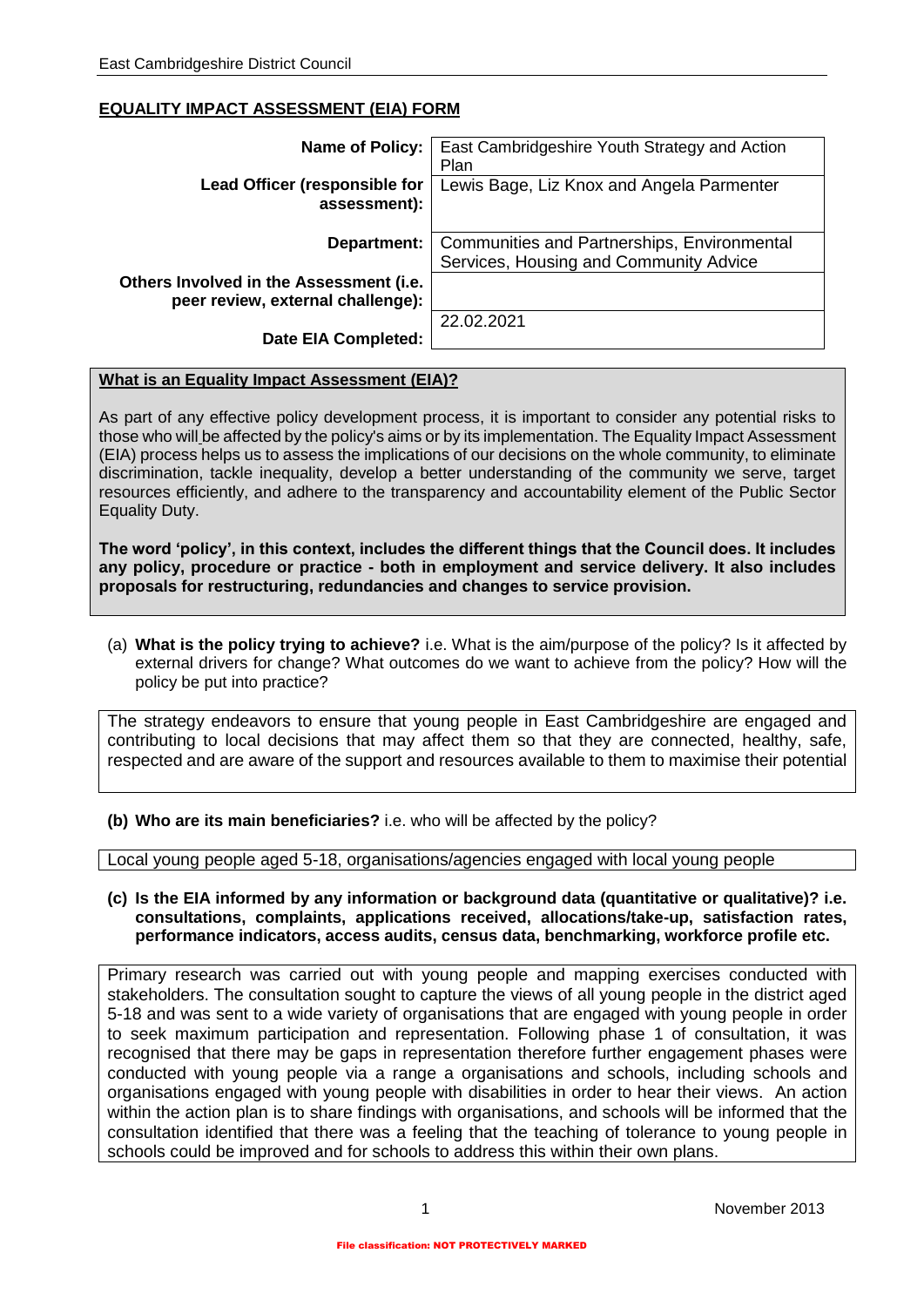## EQUALITY IMPACT ASSESSMENT (EIA) FORM

| | |
|---|---|
| **Name of Policy:** | East Cambridgeshire Youth Strategy and Action Plan |
| **Lead Officer (responsible for assessment):** | Lewis Bage, Liz Knox and Angela Parmenter |
| **Department:** | Communities and Partnerships, Environmental Services, Housing and Community Advice |
| **Others Involved in the Assessment (i.e. peer review, external challenge):** | |
| **Date EIA Completed:** | 22.02.2021 |

### What is an Equality Impact Assessment (EIA)?

As part of any effective policy development process, it is important to consider any potential risks to those who will be affected by the policy's aims or by its implementation. The Equality Impact Assessment (EIA) process helps us to assess the implications of our decisions on the whole community, to eliminate discrimination, tackle inequality, develop a better understanding of the community we serve, target resources efficiently, and adhere to the transparency and accountability element of the Public Sector Equality Duty.

**The word 'policy', in this context, includes the different things that the Council does. It includes any policy, procedure or practice - both in employment and service delivery. It also includes proposals for restructuring, redundancies and changes to service provision.**

(a) **What is the policy trying to achieve?** i.e. What is the aim/purpose of the policy? Is it affected by external drivers for change? What outcomes do we want to achieve from the policy? How will the policy be put into practice?

> The strategy endeavors to ensure that young people in East Cambridgeshire are engaged and contributing to local decisions that may affect them so that they are connected, healthy, safe, respected and are aware of the support and resources available to them to maximise their potential

**(b) Who are its main beneficiaries?** i.e. who will be affected by the policy?

> Local young people aged 5-18, organisations/agencies engaged with local young people

**(c) Is the EIA informed by any information or background data (quantitative or qualitative)? i.e. consultations, complaints, applications received, allocations/take-up, satisfaction rates, performance indicators, access audits, census data, benchmarking, workforce profile etc.**

> Primary research was carried out with young people and mapping exercises conducted with stakeholders. The consultation sought to capture the views of all young people in the district aged 5-18 and was sent to a wide variety of organisations that are engaged with young people in order to seek maximum participation and representation. Following phase 1 of consultation, it was recognised that there may be gaps in representation therefore further engagement phases were conducted with young people via a range a organisations and schools, including schools and organisations engaged with young people with disabilities in order to hear their views. An action within the action plan is to share findings with organisations, and schools will be informed that the consultation identified that there was a feeling that the teaching of tolerance to young people in schools could be improved and for schools to address this within their own plans.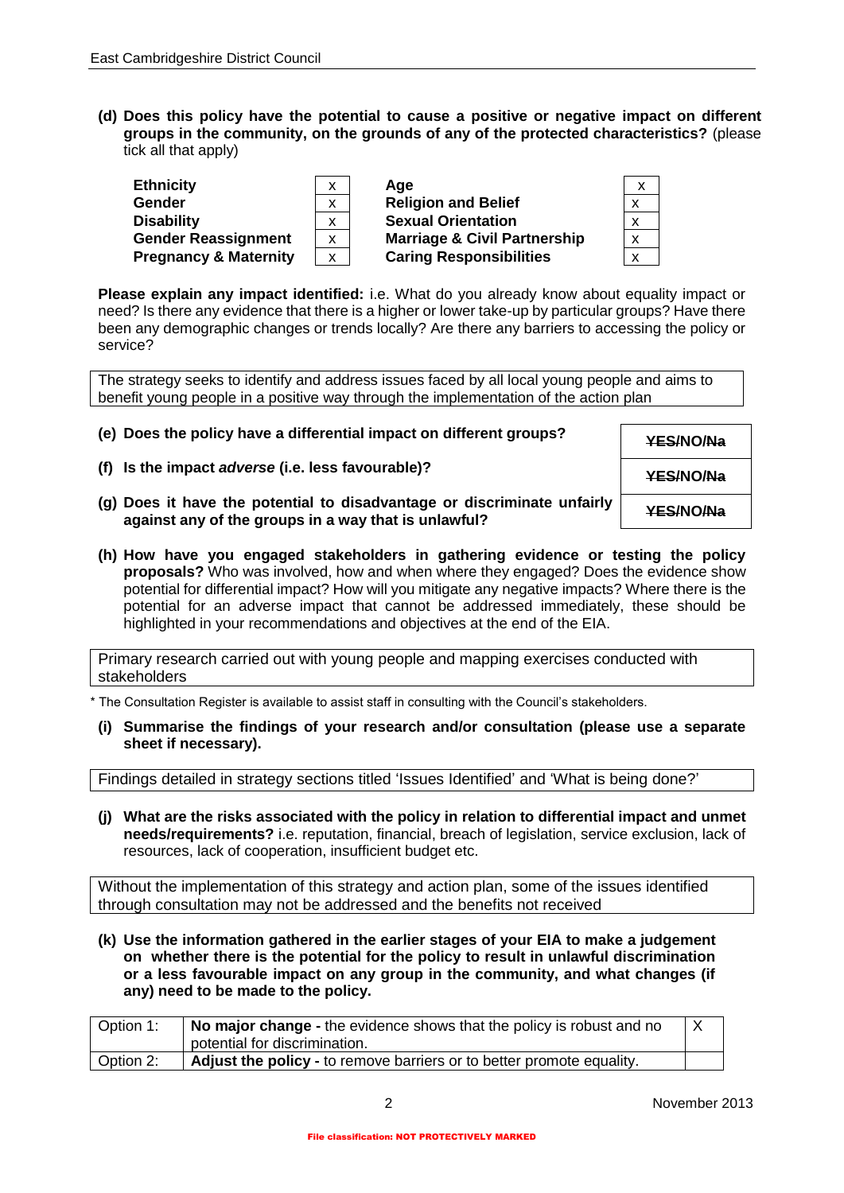**(d) Does this policy have the potential to cause a positive or negative impact on different groups in the community, on the grounds of any of the protected characteristics?** (please tick all that apply)

| | | | |
|---|---|---|---|
| **Ethnicity** | x | **Age** | x |
| **Gender** | x | **Religion and Belief** | x |
| **Disability** | x | **Sexual Orientation** | x |
| **Gender Reassignment** | x | **Marriage & Civil Partnership** | x |
| **Pregnancy & Maternity** | x | **Caring Responsibilities** | x |

**Please explain any impact identified:** i.e. What do you already know about equality impact or need? Is there any evidence that there is a higher or lower take-up by particular groups? Have there been any demographic changes or trends locally? Are there any barriers to accessing the policy or service?

| |
|---|
| The strategy seeks to identify and address issues faced by all local young people and aims to benefit young people in a positive way through the implementation of the action plan |

| | |
|---|---|
| **(e) Does the policy have a differential impact on different groups?** | **~~YES~~/NO/~~Na~~** |
| **(f) Is the impact *adverse* (i.e. less favourable)?** | **~~YES~~/NO/~~Na~~** |
| **(g) Does it have the potential to disadvantage or discriminate unfairly against any of the groups in a way that is unlawful?** | **~~YES~~/NO/~~Na~~** |

**(h) How have you engaged stakeholders in gathering evidence or testing the policy proposals?** Who was involved, how and when where they engaged? Does the evidence show potential for differential impact? How will you mitigate any negative impacts? Where there is the potential for an adverse impact that cannot be addressed immediately, these should be highlighted in your recommendations and objectives at the end of the EIA.

| |
|---|
| Primary research carried out with young people and mapping exercises conducted with stakeholders |

\* The Consultation Register is available to assist staff in consulting with the Council's stakeholders.

**(i) Summarise the findings of your research and/or consultation (please use a separate sheet if necessary).**

| |
|---|
| Findings detailed in strategy sections titled 'Issues Identified' and 'What is being done?' |

**(j) What are the risks associated with the policy in relation to differential impact and unmet needs/requirements?** i.e. reputation, financial, breach of legislation, service exclusion, lack of resources, lack of cooperation, insufficient budget etc.

| |
|---|
| Without the implementation of this strategy and action plan, some of the issues identified through consultation may not be addressed and the benefits not received |

**(k) Use the information gathered in the earlier stages of your EIA to make a judgement on whether there is the potential for the policy to result in unlawful discrimination or a less favourable impact on any group in the community, and what changes (if any) need to be made to the policy.**

| | | |
|---|---|---|
| Option 1: | **No major change -** the evidence shows that the policy is robust and no potential for discrimination. | X |
| Option 2: | **Adjust the policy -** to remove barriers or to better promote equality. | |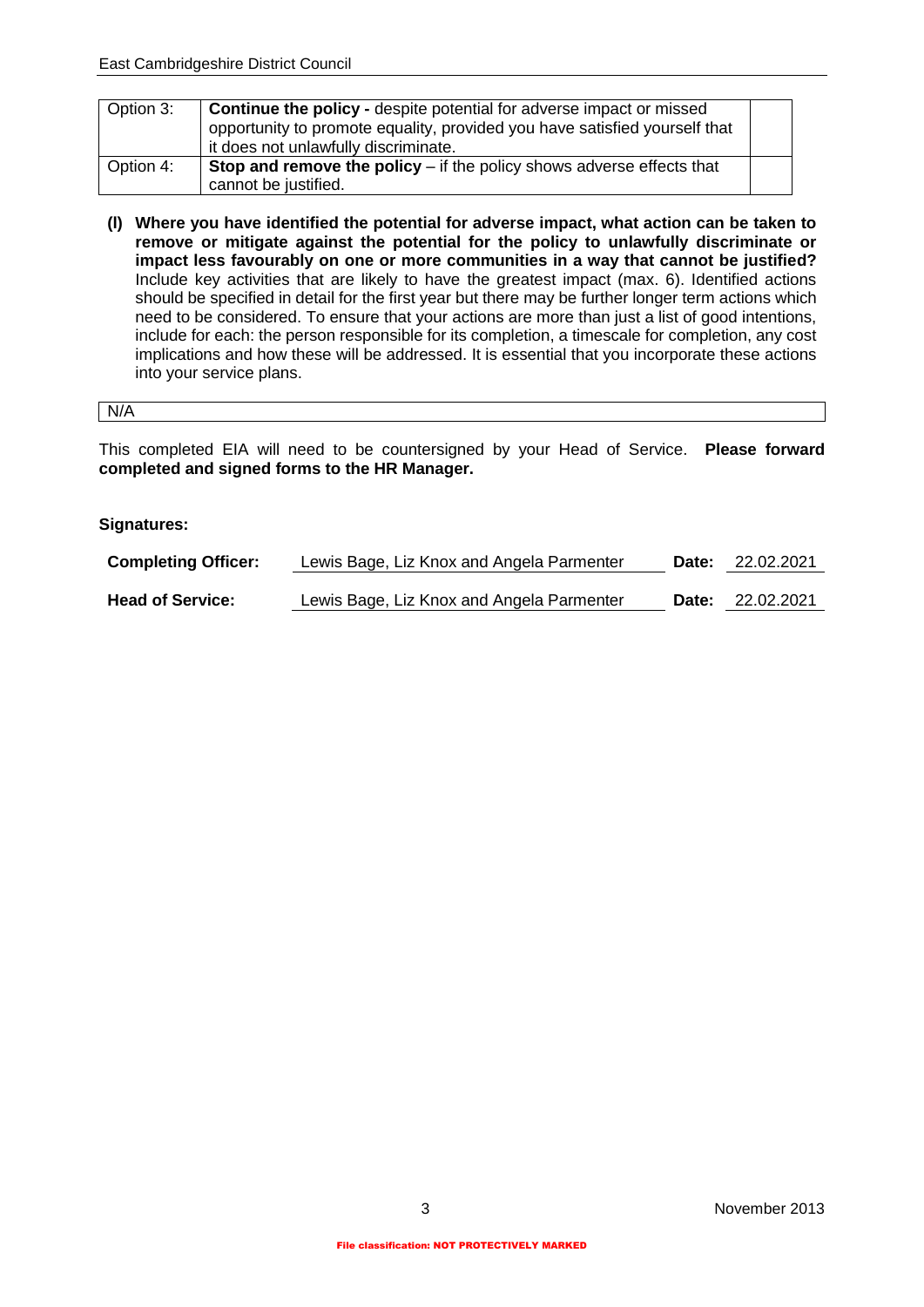| | | |
|---|---|---|
| Option 3: | **Continue the policy -** despite potential for adverse impact or missed opportunity to promote equality, provided you have satisfied yourself that it does not unlawfully discriminate. | |
| Option 4: | **Stop and remove the policy** – if the policy shows adverse effects that cannot be justified. | |

**(l) Where you have identified the potential for adverse impact, what action can be taken to remove or mitigate against the potential for the policy to unlawfully discriminate or impact less favourably on one or more communities in a way that cannot be justified?** Include key activities that are likely to have the greatest impact (max. 6). Identified actions should be specified in detail for the first year but there may be further longer term actions which need to be considered. To ensure that your actions are more than just a list of good intentions, include for each: the person responsible for its completion, a timescale for completion, any cost implications and how these will be addressed. It is essential that you incorporate these actions into your service plans.

| |
|---|
| N/A |

This completed EIA will need to be countersigned by your Head of Service. **Please forward completed and signed forms to the HR Manager.**

**Signatures:**

**Completing Officer:** Lewis Bage, Liz Knox and Angela Parmenter **Date:** 22.02.2021

**Head of Service:** Lewis Bage, Liz Knox and Angela Parmenter **Date:** 22.02.2021

File classification: NOT PROTECTIVELY MARKED